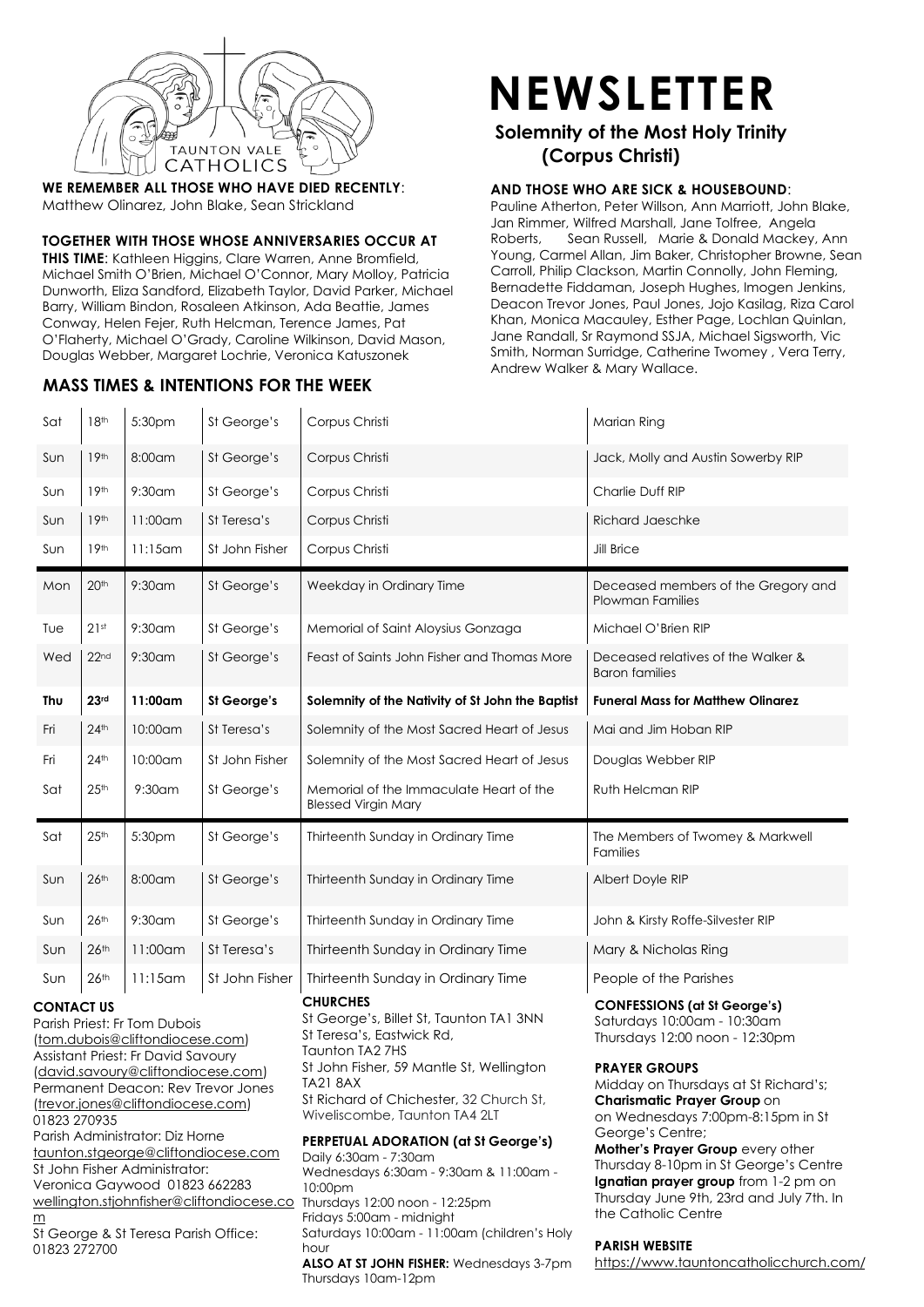TAUNTON VALE CATHOLICS

# NEWSLETTER

## Solemnity of the Most Holy Trinity (Corpus Christi)

**WE REMEMBER ALL THOSE WHO HAVE DIED RECENTLY**:
Matthew Olinarez, John Blake, Sean Strickland

**TOGETHER WITH THOSE WHOSE ANNIVERSARIES OCCUR AT THIS TIME**: Kathleen Higgins, Clare Warren, Anne Bromfield, Michael Smith O'Brien, Michael O'Connor, Mary Molloy, Patricia Dunworth, Eliza Sandford, Elizabeth Taylor, David Parker, Michael Barry, William Bindon, Rosaleen Atkinson, Ada Beattie, James Conway, Helen Fejer, Ruth Helcman, Terence James, Pat O'Flaherty, Michael O'Grady, Caroline Wilkinson, David Mason, Douglas Webber, Margaret Lochrie, Veronica Katuszonek

**AND THOSE WHO ARE SICK & HOUSEBOUND**:
Pauline Atherton, Peter Willson, Ann Marriott, John Blake, Jan Rimmer, Wilfred Marshall, Jane Tolfree, Angela Roberts, Sean Russell, Marie & Donald Mackey, Ann Young, Carmel Allan, Jim Baker, Christopher Browne, Sean Carroll, Philip Clackson, Martin Connolly, John Fleming, Bernadette Fiddaman, Joseph Hughes, Imogen Jenkins, Deacon Trevor Jones, Paul Jones, Jojo Kasilag, Riza Carol Khan, Monica Macauley, Esther Page, Lochlan Quinlan, Jane Randall, Sr Raymond SSJA, Michael Sigsworth, Vic Smith, Norman Surridge, Catherine Twomey , Vera Terry, Andrew Walker & Mary Wallace.

## MASS TIMES & INTENTIONS FOR THE WEEK

| Day | Date | Time | Church | Celebration | Intention |
|---|---|---|---|---|---|
| Sat | 18th | 5:30pm | St George's | Corpus Christi | Marian Ring |
| Sun | 19th | 8:00am | St George's | Corpus Christi | Jack, Molly and Austin Sowerby RIP |
| Sun | 19th | 9:30am | St George's | Corpus Christi | Charlie Duff RIP |
| Sun | 19th | 11:00am | St Teresa's | Corpus Christi | Richard Jaeschke |
| Sun | 19th | 11:15am | St John Fisher | Corpus Christi | Jill Brice |
| Mon | 20th | 9:30am | St George's | Weekday in Ordinary Time | Deceased members of the Gregory and Plowman Families |
| Tue | 21st | 9:30am | St George's | Memorial of Saint Aloysius Gonzaga | Michael O'Brien RIP |
| Wed | 22nd | 9:30am | St George's | Feast of Saints John Fisher and Thomas More | Deceased relatives of the Walker & Baron families |
| **Thu** | **23rd** | **11:00am** | **St George's** | **Solemnity of the Nativity of St John the Baptist** | **Funeral Mass for Matthew Olinarez** |
| Fri | 24th | 10:00am | St Teresa's | Solemnity of the Most Sacred Heart of Jesus | Mai and Jim Hoban RIP |
| Fri | 24th | 10:00am | St John Fisher | Solemnity of the Most Sacred Heart of Jesus | Douglas Webber RIP |
| Sat | 25th | 9:30am | St George's | Memorial of the Immaculate Heart of the Blessed Virgin Mary | Ruth Helcman RIP |
| Sat | 25th | 5:30pm | St George's | Thirteenth Sunday in Ordinary Time | The Members of Twomey & Markwell Families |
| Sun | 26th | 8:00am | St George's | Thirteenth Sunday in Ordinary Time | Albert Doyle RIP |
| Sun | 26th | 9:30am | St George's | Thirteenth Sunday in Ordinary Time | John & Kirsty Roffe-Silvester RIP |
| Sun | 26th | 11:00am | St Teresa's | Thirteenth Sunday in Ordinary Time | Mary & Nicholas Ring |
| Sun | 26th | 11:15am | St John Fisher | Thirteenth Sunday in Ordinary Time | People of the Parishes |

**CONTACT US**
Parish Priest: Fr Tom Dubois
(tom.dubois@cliftondiocese.com)
Assistant Priest: Fr David Savoury
(david.savoury@cliftondiocese.com)
Permanent Deacon: Rev Trevor Jones
(trevor.jones@cliftondiocese.com)
01823 270935
Parish Administrator: Diz Horne
taunton.stgeorge@cliftondiocese.com
St John Fisher Administrator:
Veronica Gaywood 01823 662283
wellington.stjohnfisher@cliftondiocese.com
St George & St Teresa Parish Office:
01823 272700

**CHURCHES**
St George's, Billet St, Taunton TA1 3NN
St Teresa's, Eastwick Rd, Taunton TA2 7HS
St John Fisher, 59 Mantle St, Wellington TA21 8AX
St Richard of Chichester, 32 Church St, Wiveliscombe, Taunton TA4 2LT

**PERPETUAL ADORATION (at St George's)**
Daily 6:30am - 7:30am
Wednesdays 6:30am - 9:30am & 11:00am - 10:00pm
Thursdays 12:00 noon - 12:25pm
Fridays 5:00am - midnight
Saturdays 10:00am - 11:00am (children's Holy hour
**ALSO AT ST JOHN FISHER:** Wednesdays 3-7pm
Thursdays 10am-12pm

**CONFESSIONS (at St George's)**
Saturdays 10:00am - 10:30am
Thursdays 12:00 noon - 12:30pm

**PRAYER GROUPS**
Midday on Thursdays at St Richard's;
**Charismatic Prayer Group** on Wednesdays 7:00pm-8:15pm in St George's Centre;
**Mother's Prayer Group** every other Thursday 8-10pm in St George's Centre
**Ignatian prayer group** from 1-2 pm on Thursday June 9th, 23rd and July 7th. In the Catholic Centre

**PARISH WEBSITE**
https://www.tauntoncatholicchurch.com/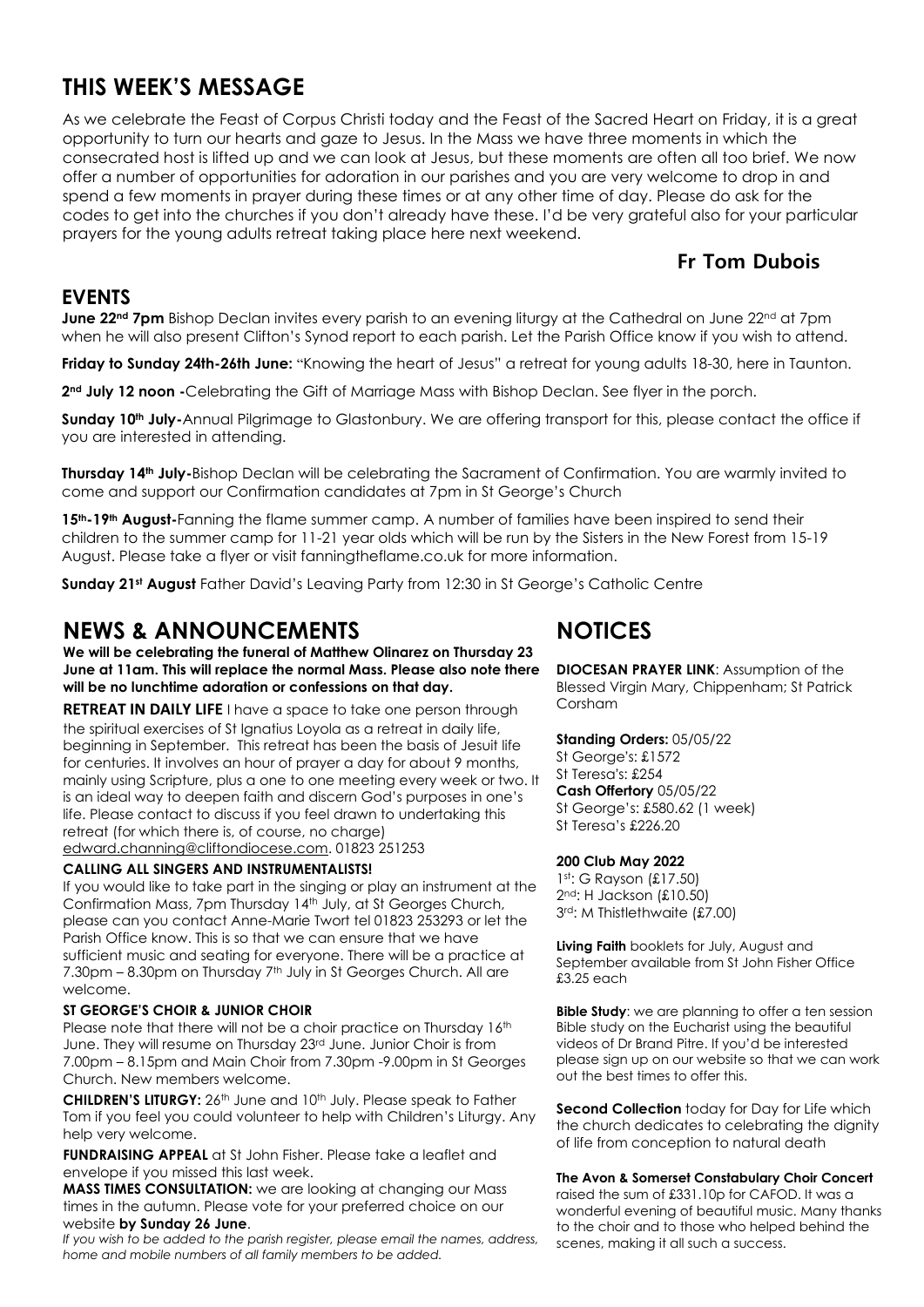## THIS WEEK'S MESSAGE

As we celebrate the Feast of Corpus Christi today and the Feast of the Sacred Heart on Friday, it is a great opportunity to turn our hearts and gaze to Jesus. In the Mass we have three moments in which the consecrated host is lifted up and we can look at Jesus, but these moments are often all too brief. We now offer a number of opportunities for adoration in our parishes and you are very welcome to drop in and spend a few moments in prayer during these times or at any other time of day. Please do ask for the codes to get into the churches if you don't already have these. I'd be very grateful also for your particular prayers for the young adults retreat taking place here next weekend.

**Fr Tom Dubois**

## EVENTS

**June 22nd 7pm** Bishop Declan invites every parish to an evening liturgy at the Cathedral on June 22nd at 7pm when he will also present Clifton's Synod report to each parish. Let the Parish Office know if you wish to attend.

**Friday to Sunday 24th-26th June:** "Knowing the heart of Jesus" a retreat for young adults 18-30, here in Taunton.

**2nd July 12 noon -**Celebrating the Gift of Marriage Mass with Bishop Declan. See flyer in the porch.

**Sunday 10th July-**Annual Pilgrimage to Glastonbury. We are offering transport for this, please contact the office if you are interested in attending.

**Thursday 14th July-**Bishop Declan will be celebrating the Sacrament of Confirmation. You are warmly invited to come and support our Confirmation candidates at 7pm in St George's Church

**15th-19th August-**Fanning the flame summer camp. A number of families have been inspired to send their children to the summer camp for 11-21 year olds which will be run by the Sisters in the New Forest from 15-19 August. Please take a flyer or visit fanningtheflame.co.uk for more information.

**Sunday 21st August** Father David's Leaving Party from 12:30 in St George's Catholic Centre

## NEWS & ANNOUNCEMENTS

**We will be celebrating the funeral of Matthew Olinarez on Thursday 23 June at 11am. This will replace the normal Mass. Please also note there will be no lunchtime adoration or confessions on that day.**

**RETREAT IN DAILY LIFE** I have a space to take one person through the spiritual exercises of St Ignatius Loyola as a retreat in daily life, beginning in September. This retreat has been the basis of Jesuit life for centuries. It involves an hour of prayer a day for about 9 months, mainly using Scripture, plus a one to one meeting every week or two. It is an ideal way to deepen faith and discern God's purposes in one's life. Please contact to discuss if you feel drawn to undertaking this retreat (for which there is, of course, no charge) edward.channing@cliftondiocese.com. 01823 251253

**CALLING ALL SINGERS AND INSTRUMENTALISTS!**

If you would like to take part in the singing or play an instrument at the Confirmation Mass, 7pm Thursday 14th July, at St Georges Church, please can you contact Anne-Marie Twort tel 01823 253293 or let the Parish Office know. This is so that we can ensure that we have sufficient music and seating for everyone. There will be a practice at 7.30pm – 8.30pm on Thursday 7th July in St Georges Church. All are welcome.

**ST GEORGE'S CHOIR & JUNIOR CHOIR**

Please note that there will not be a choir practice on Thursday 16th June. They will resume on Thursday 23rd June. Junior Choir is from 7.00pm – 8.15pm and Main Choir from 7.30pm -9.00pm in St Georges Church. New members welcome.

**CHILDREN'S LITURGY:** 26th June and 10th July. Please speak to Father Tom if you feel you could volunteer to help with Children's Liturgy. Any help very welcome.

**FUNDRAISING APPEAL** at St John Fisher. Please take a leaflet and envelope if you missed this last week.

**MASS TIMES CONSULTATION:** we are looking at changing our Mass times in the autumn. Please vote for your preferred choice on our website **by Sunday 26 June**.

*If you wish to be added to the parish register, please email the names, address, home and mobile numbers of all family members to be added.*

## NOTICES

**DIOCESAN PRAYER LINK**: Assumption of the Blessed Virgin Mary, Chippenham; St Patrick Corsham

**Standing Orders:** 05/05/22
St George's: £1572
St Teresa's: £254
**Cash Offertory** 05/05/22
St George's: £580.62 (1 week)
St Teresa's £226.20

**200 Club May 2022**
1st: G Rayson (£17.50)
2nd: H Jackson (£10.50)
3rd: M Thistlethwaite (£7.00)

**Living Faith** booklets for July, August and September available from St John Fisher Office £3.25 each

**Bible Study**: we are planning to offer a ten session Bible study on the Eucharist using the beautiful videos of Dr Brand Pitre. If you'd be interested please sign up on our website so that we can work out the best times to offer this.

**Second Collection** today for Day for Life which the church dedicates to celebrating the dignity of life from conception to natural death

**The Avon & Somerset Constabulary Choir Concert** raised the sum of £331.10p for CAFOD. It was a wonderful evening of beautiful music. Many thanks to the choir and to those who helped behind the scenes, making it all such a success.